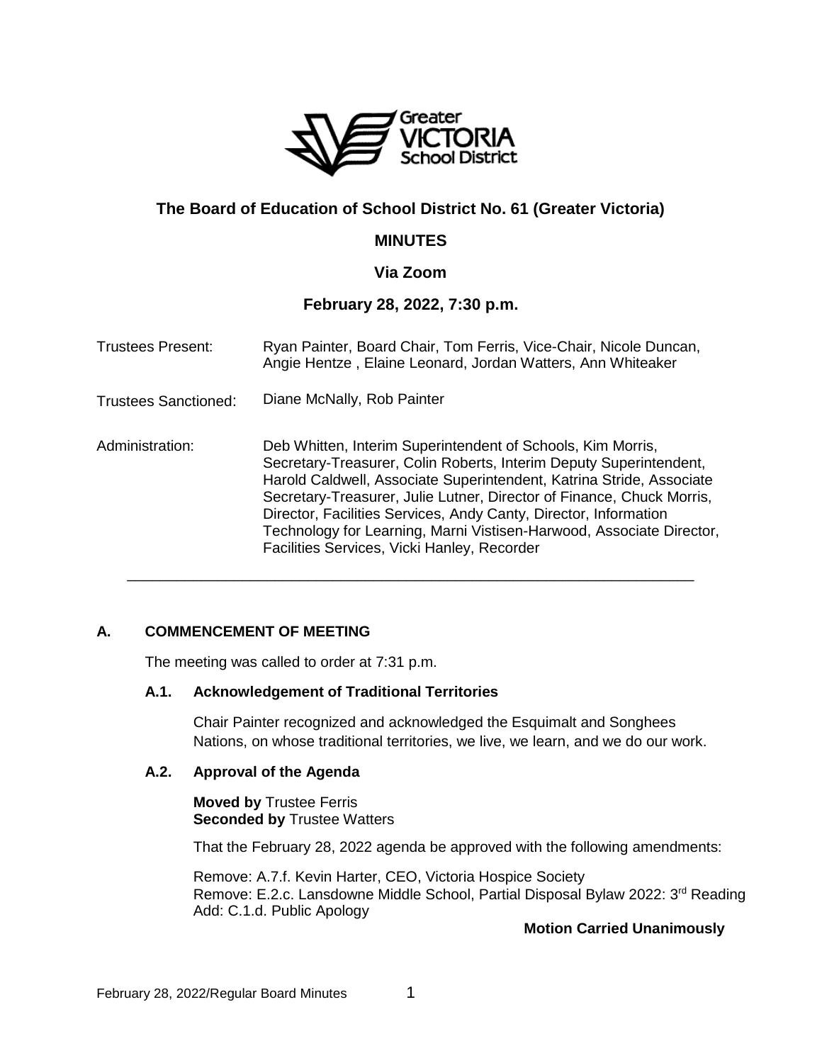# The Board of Education of School District No. 61 (Greater Victoria)

## MINUTES

### Via Zoom

### February 28, 2022, 7:30 p.m.

Trustees Present: Ryan Painter, Board Chair, Tom Ferris, Vice-Chair, Nicole Duncan, Angie Hentze , Elaine Leonard, Jordan Watters, Ann Whiteaker

Trustees Sanctioned: Diane McNally, Rob Painter

Administration: Deb Whitten, Interim Superintendent of Schools, Kim Morris, Secretary-Treasurer, Colin Roberts, Interim Deputy Superintendent, Harold Caldwell, Associate Superintendent, Katrina Stride, Associate Secretary-Treasurer, Julie Lutner, Director of Finance, Chuck Morris, Director, Facilities Services, Andy Canty, Director, Information Technology for Learning, Marni Vistisen-Harwood, Associate Director, Facilities Services, Vicki Hanley, Recorder

---

## A. COMMENCEMENT OF MEETING

The meeting was called to order at 7:31 p.m.

### A.1. Acknowledgement of Traditional Territories

Chair Painter recognized and acknowledged the Esquimalt and Songhees Nations, on whose traditional territories, we live, we learn, and we do our work.

### A.2. Approval of the Agenda

**Moved by** Trustee Ferris
**Seconded by** Trustee Watters

That the February 28, 2022 agenda be approved with the following amendments:

Remove: A.7.f. Kevin Harter, CEO, Victoria Hospice Society
Remove: E.2.c. Lansdowne Middle School, Partial Disposal Bylaw 2022: 3rd Reading
Add: C.1.d. Public Apology

**Motion Carried Unanimously**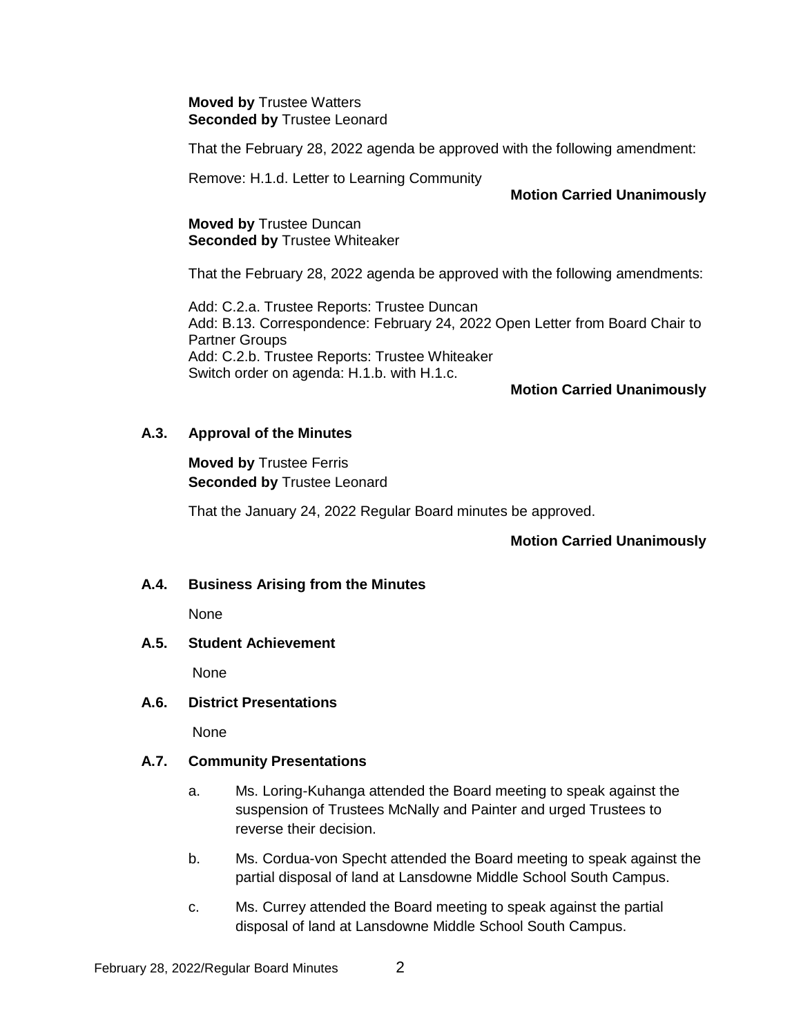**Moved by** Trustee Watters
**Seconded by** Trustee Leonard

That the February 28, 2022 agenda be approved with the following amendment:

Remove: H.1.d. Letter to Learning Community

**Motion Carried Unanimously**

**Moved by** Trustee Duncan
**Seconded by** Trustee Whiteaker

That the February 28, 2022 agenda be approved with the following amendments:

Add: C.2.a. Trustee Reports: Trustee Duncan
Add: B.13. Correspondence: February 24, 2022 Open Letter from Board Chair to Partner Groups
Add: C.2.b. Trustee Reports: Trustee Whiteaker
Switch order on agenda: H.1.b. with H.1.c.

**Motion Carried Unanimously**

### A.3. Approval of the Minutes

**Moved by** Trustee Ferris
**Seconded by** Trustee Leonard

That the January 24, 2022 Regular Board minutes be approved.

**Motion Carried Unanimously**

### A.4. Business Arising from the Minutes

None

### A.5. Student Achievement

None

### A.6. District Presentations

None

### A.7. Community Presentations

a. Ms. Loring-Kuhanga attended the Board meeting to speak against the suspension of Trustees McNally and Painter and urged Trustees to reverse their decision.

b. Ms. Cordua-von Specht attended the Board meeting to speak against the partial disposal of land at Lansdowne Middle School South Campus.

c. Ms. Currey attended the Board meeting to speak against the partial disposal of land at Lansdowne Middle School South Campus.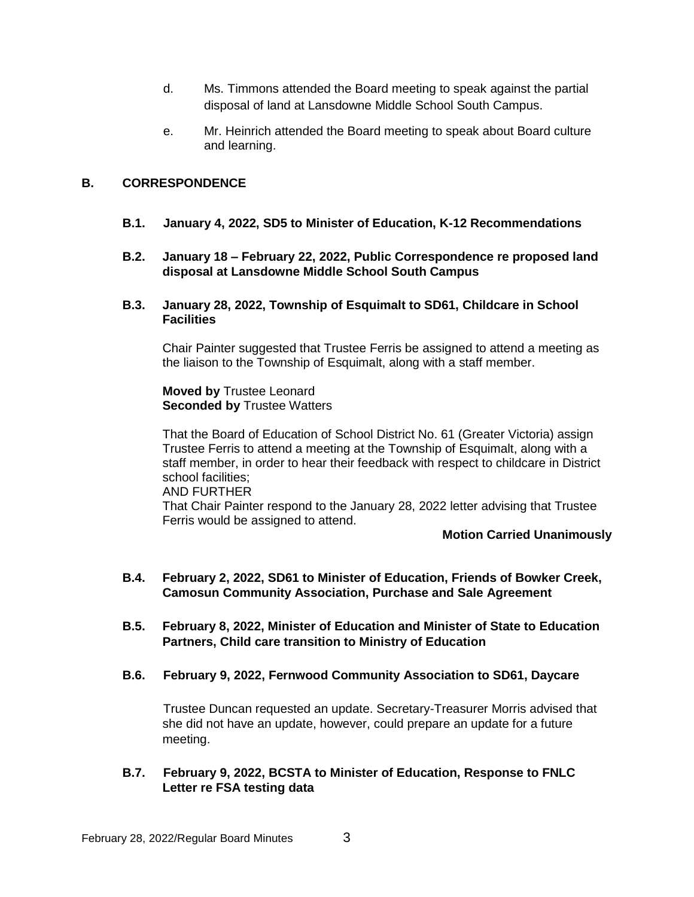d. Ms. Timmons attended the Board meeting to speak against the partial disposal of land at Lansdowne Middle School South Campus.

e. Mr. Heinrich attended the Board meeting to speak about Board culture and learning.

## B. CORRESPONDENCE

### B.1. January 4, 2022, SD5 to Minister of Education, K-12 Recommendations

### B.2. January 18 – February 22, 2022, Public Correspondence re proposed land disposal at Lansdowne Middle School South Campus

### B.3. January 28, 2022, Township of Esquimalt to SD61, Childcare in School Facilities

Chair Painter suggested that Trustee Ferris be assigned to attend a meeting as the liaison to the Township of Esquimalt, along with a staff member.

**Moved by** Trustee Leonard
**Seconded by** Trustee Watters

That the Board of Education of School District No. 61 (Greater Victoria) assign Trustee Ferris to attend a meeting at the Township of Esquimalt, along with a staff member, in order to hear their feedback with respect to childcare in District school facilities;
AND FURTHER
That Chair Painter respond to the January 28, 2022 letter advising that Trustee Ferris would be assigned to attend.

**Motion Carried Unanimously**

### B.4. February 2, 2022, SD61 to Minister of Education, Friends of Bowker Creek, Camosun Community Association, Purchase and Sale Agreement

### B.5. February 8, 2022, Minister of Education and Minister of State to Education Partners, Child care transition to Ministry of Education

### B.6. February 9, 2022, Fernwood Community Association to SD61, Daycare

Trustee Duncan requested an update. Secretary-Treasurer Morris advised that she did not have an update, however, could prepare an update for a future meeting.

### B.7. February 9, 2022, BCSTA to Minister of Education, Response to FNLC Letter re FSA testing data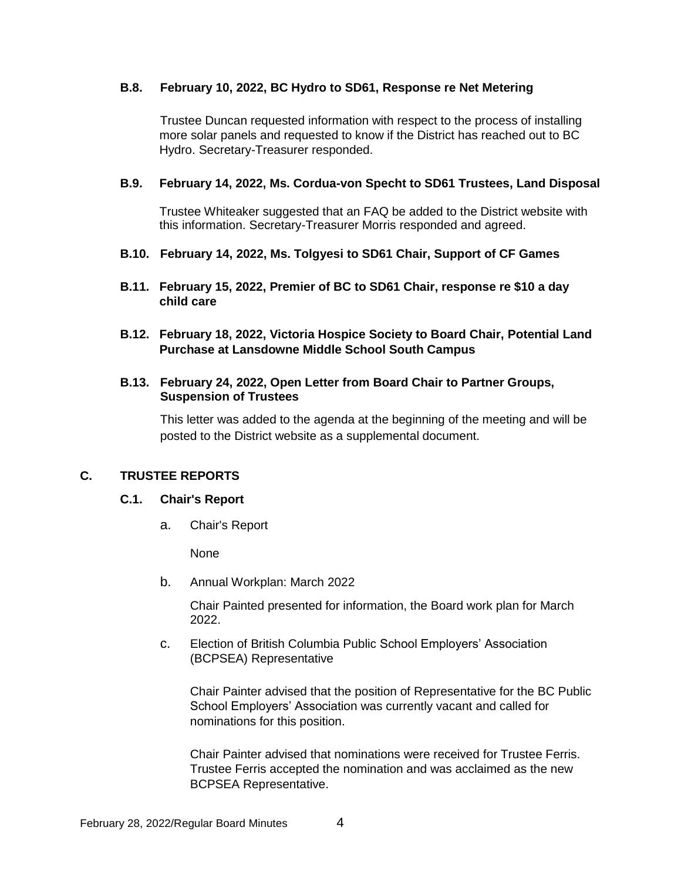### B.8. February 10, 2022, BC Hydro to SD61, Response re Net Metering

Trustee Duncan requested information with respect to the process of installing more solar panels and requested to know if the District has reached out to BC Hydro. Secretary-Treasurer responded.

### B.9. February 14, 2022, Ms. Cordua-von Specht to SD61 Trustees, Land Disposal

Trustee Whiteaker suggested that an FAQ be added to the District website with this information. Secretary-Treasurer Morris responded and agreed.

### B.10. February 14, 2022, Ms. Tolgyesi to SD61 Chair, Support of CF Games

### B.11. February 15, 2022, Premier of BC to SD61 Chair, response re $10 a day child care

### B.12. February 18, 2022, Victoria Hospice Society to Board Chair, Potential Land Purchase at Lansdowne Middle School South Campus

### B.13. February 24, 2022, Open Letter from Board Chair to Partner Groups, Suspension of Trustees

This letter was added to the agenda at the beginning of the meeting and will be posted to the District website as a supplemental document.

## C. TRUSTEE REPORTS

### C.1. Chair's Report

a. Chair's Report

None

b. Annual Workplan: March 2022

Chair Painted presented for information, the Board work plan for March 2022.

c. Election of British Columbia Public School Employers' Association (BCPSEA) Representative

Chair Painter advised that the position of Representative for the BC Public School Employers' Association was currently vacant and called for nominations for this position.

Chair Painter advised that nominations were received for Trustee Ferris. Trustee Ferris accepted the nomination and was acclaimed as the new BCPSEA Representative.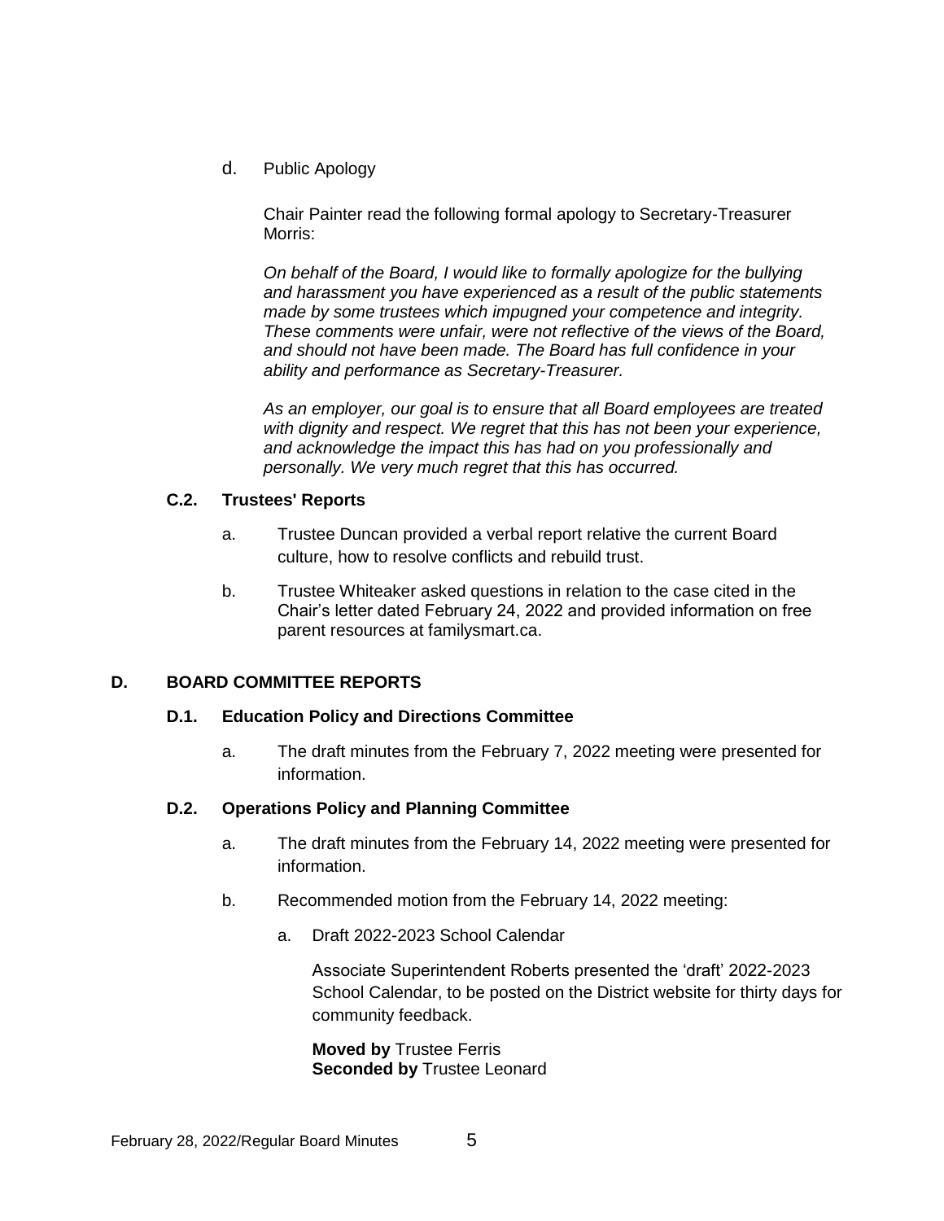d. Public Apology

Chair Painter read the following formal apology to Secretary-Treasurer Morris:

*On behalf of the Board, I would like to formally apologize for the bullying and harassment you have experienced as a result of the public statements made by some trustees which impugned your competence and integrity. These comments were unfair, were not reflective of the views of the Board, and should not have been made. The Board has full confidence in your ability and performance as Secretary-Treasurer.*

*As an employer, our goal is to ensure that all Board employees are treated with dignity and respect. We regret that this has not been your experience, and acknowledge the impact this has had on you professionally and personally. We very much regret that this has occurred.*

### C.2. Trustees' Reports

a. Trustee Duncan provided a verbal report relative the current Board culture, how to resolve conflicts and rebuild trust.

b. Trustee Whiteaker asked questions in relation to the case cited in the Chair's letter dated February 24, 2022 and provided information on free parent resources at familysmart.ca.

## D. BOARD COMMITTEE REPORTS

### D.1. Education Policy and Directions Committee

a. The draft minutes from the February 7, 2022 meeting were presented for information.

### D.2. Operations Policy and Planning Committee

a. The draft minutes from the February 14, 2022 meeting were presented for information.

b. Recommended motion from the February 14, 2022 meeting:

   a. Draft 2022-2023 School Calendar

   Associate Superintendent Roberts presented the 'draft' 2022-2023 School Calendar, to be posted on the District website for thirty days for community feedback.

   **Moved by** Trustee Ferris
   **Seconded by** Trustee Leonard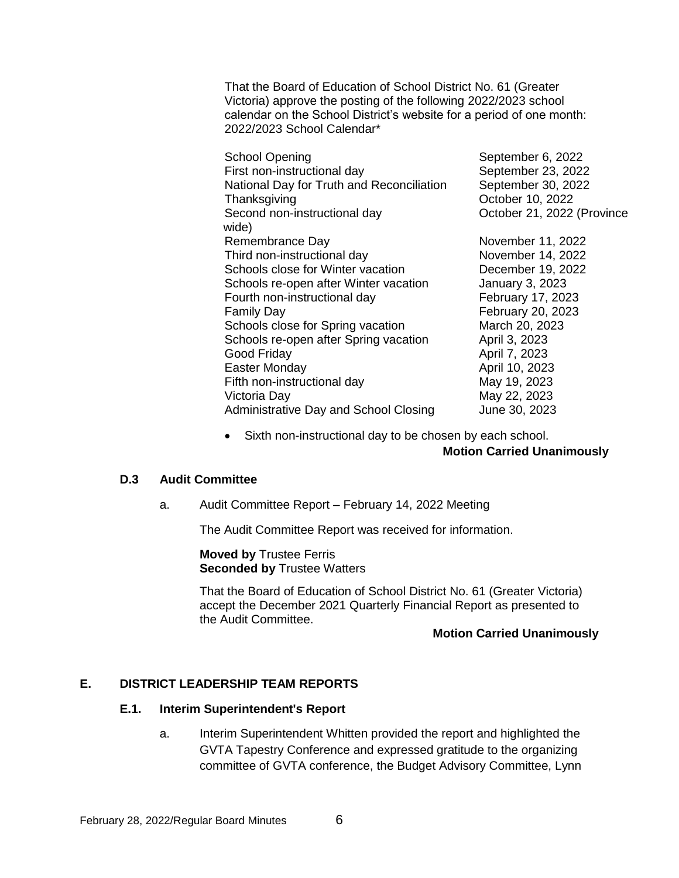That the Board of Education of School District No. 61 (Greater Victoria) approve the posting of the following 2022/2023 school calendar on the School District's website for a period of one month: 2022/2023 School Calendar*

| | |
|---|---|
| School Opening | September 6, 2022 |
| First non-instructional day | September 23, 2022 |
| National Day for Truth and Reconciliation | September 30, 2022 |
| Thanksgiving | October 10, 2022 |
| Second non-instructional day | October 21, 2022 (Province wide) |
| Remembrance Day | November 11, 2022 |
| Third non-instructional day | November 14, 2022 |
| Schools close for Winter vacation | December 19, 2022 |
| Schools re-open after Winter vacation | January 3, 2023 |
| Fourth non-instructional day | February 17, 2023 |
| Family Day | February 20, 2023 |
| Schools close for Spring vacation | March 20, 2023 |
| Schools re-open after Spring vacation | April 3, 2023 |
| Good Friday | April 7, 2023 |
| Easter Monday | April 10, 2023 |
| Fifth non-instructional day | May 19, 2023 |
| Victoria Day | May 22, 2023 |
| Administrative Day and School Closing | June 30, 2023 |

- Sixth non-instructional day to be chosen by each school.

**Motion Carried Unanimously**

### D.3 Audit Committee

a. Audit Committee Report – February 14, 2022 Meeting

The Audit Committee Report was received for information.

**Moved by** Trustee Ferris
**Seconded by** Trustee Watters

That the Board of Education of School District No. 61 (Greater Victoria) accept the December 2021 Quarterly Financial Report as presented to the Audit Committee.

**Motion Carried Unanimously**

## E. DISTRICT LEADERSHIP TEAM REPORTS

### E.1. Interim Superintendent's Report

a. Interim Superintendent Whitten provided the report and highlighted the GVTA Tapestry Conference and expressed gratitude to the organizing committee of GVTA conference, the Budget Advisory Committee, Lynn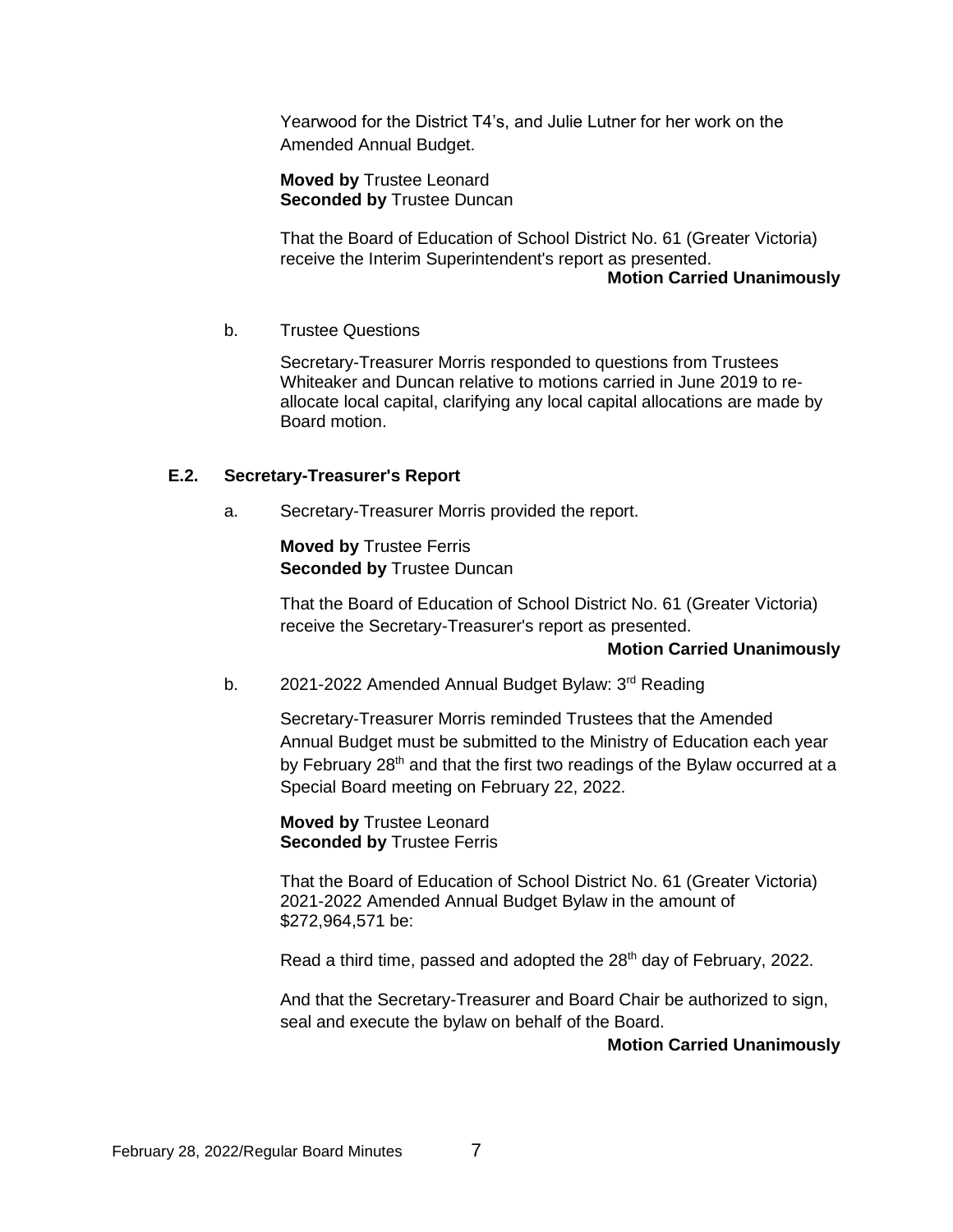Yearwood for the District T4's, and Julie Lutner for her work on the Amended Annual Budget.

**Moved by** Trustee Leonard
**Seconded by** Trustee Duncan

That the Board of Education of School District No. 61 (Greater Victoria) receive the Interim Superintendent's report as presented.

**Motion Carried Unanimously**

b. Trustee Questions

Secretary-Treasurer Morris responded to questions from Trustees Whiteaker and Duncan relative to motions carried in June 2019 to re-allocate local capital, clarifying any local capital allocations are made by Board motion.

### E.2. Secretary-Treasurer's Report

a. Secretary-Treasurer Morris provided the report.

**Moved by** Trustee Ferris
**Seconded by** Trustee Duncan

That the Board of Education of School District No. 61 (Greater Victoria) receive the Secretary-Treasurer's report as presented.

**Motion Carried Unanimously**

b. 2021-2022 Amended Annual Budget Bylaw: 3rd Reading

Secretary-Treasurer Morris reminded Trustees that the Amended Annual Budget must be submitted to the Ministry of Education each year by February 28th and that the first two readings of the Bylaw occurred at a Special Board meeting on February 22, 2022.

**Moved by** Trustee Leonard
**Seconded by** Trustee Ferris

That the Board of Education of School District No. 61 (Greater Victoria) 2021-2022 Amended Annual Budget Bylaw in the amount of $272,964,571 be:

Read a third time, passed and adopted the 28th day of February, 2022.

And that the Secretary-Treasurer and Board Chair be authorized to sign, seal and execute the bylaw on behalf of the Board.

**Motion Carried Unanimously**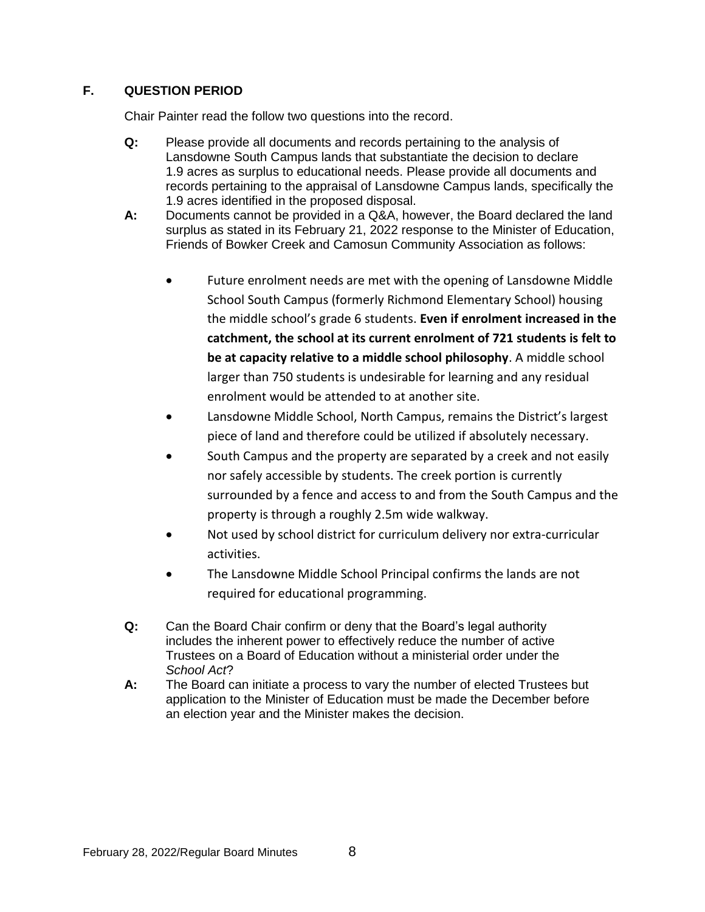## F. QUESTION PERIOD

Chair Painter read the follow two questions into the record.

**Q:** Please provide all documents and records pertaining to the analysis of Lansdowne South Campus lands that substantiate the decision to declare 1.9 acres as surplus to educational needs. Please provide all documents and records pertaining to the appraisal of Lansdowne Campus lands, specifically the 1.9 acres identified in the proposed disposal.

**A:** Documents cannot be provided in a Q&A, however, the Board declared the land surplus as stated in its February 21, 2022 response to the Minister of Education, Friends of Bowker Creek and Camosun Community Association as follows:

- Future enrolment needs are met with the opening of Lansdowne Middle School South Campus (formerly Richmond Elementary School) housing the middle school's grade 6 students. **Even if enrolment increased in the catchment, the school at its current enrolment of 721 students is felt to be at capacity relative to a middle school philosophy**. A middle school larger than 750 students is undesirable for learning and any residual enrolment would be attended to at another site.
- Lansdowne Middle School, North Campus, remains the District's largest piece of land and therefore could be utilized if absolutely necessary.
- South Campus and the property are separated by a creek and not easily nor safely accessible by students. The creek portion is currently surrounded by a fence and access to and from the South Campus and the property is through a roughly 2.5m wide walkway.
- Not used by school district for curriculum delivery nor extra-curricular activities.
- The Lansdowne Middle School Principal confirms the lands are not required for educational programming.

**Q:** Can the Board Chair confirm or deny that the Board's legal authority includes the inherent power to effectively reduce the number of active Trustees on a Board of Education without a ministerial order under the *School Act*?

**A:** The Board can initiate a process to vary the number of elected Trustees but application to the Minister of Education must be made the December before an election year and the Minister makes the decision.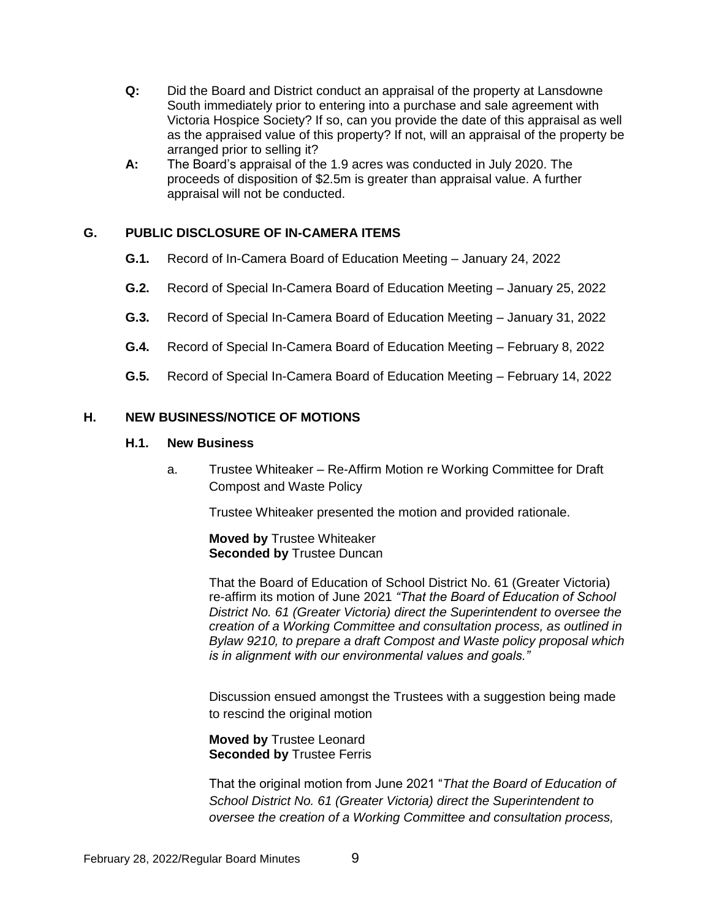**Q:** Did the Board and District conduct an appraisal of the property at Lansdowne South immediately prior to entering into a purchase and sale agreement with Victoria Hospice Society? If so, can you provide the date of this appraisal as well as the appraised value of this property? If not, will an appraisal of the property be arranged prior to selling it?

**A:** The Board's appraisal of the 1.9 acres was conducted in July 2020. The proceeds of disposition of $2.5m is greater than appraisal value. A further appraisal will not be conducted.

## G. PUBLIC DISCLOSURE OF IN-CAMERA ITEMS

**G.1.** Record of In-Camera Board of Education Meeting – January 24, 2022

**G.2.** Record of Special In-Camera Board of Education Meeting – January 25, 2022

**G.3.** Record of Special In-Camera Board of Education Meeting – January 31, 2022

**G.4.** Record of Special In-Camera Board of Education Meeting – February 8, 2022

**G.5.** Record of Special In-Camera Board of Education Meeting – February 14, 2022

## H. NEW BUSINESS/NOTICE OF MOTIONS

### H.1. New Business

a. Trustee Whiteaker – Re-Affirm Motion re Working Committee for Draft Compost and Waste Policy

Trustee Whiteaker presented the motion and provided rationale.

**Moved by** Trustee Whiteaker
**Seconded by** Trustee Duncan

That the Board of Education of School District No. 61 (Greater Victoria) re-affirm its motion of June 2021 *"That the Board of Education of School District No. 61 (Greater Victoria) direct the Superintendent to oversee the creation of a Working Committee and consultation process, as outlined in Bylaw 9210, to prepare a draft Compost and Waste policy proposal which is in alignment with our environmental values and goals."*

Discussion ensued amongst the Trustees with a suggestion being made to rescind the original motion

**Moved by** Trustee Leonard
**Seconded by** Trustee Ferris

That the original motion from June 2021 "*That the Board of Education of School District No. 61 (Greater Victoria) direct the Superintendent to oversee the creation of a Working Committee and consultation process,*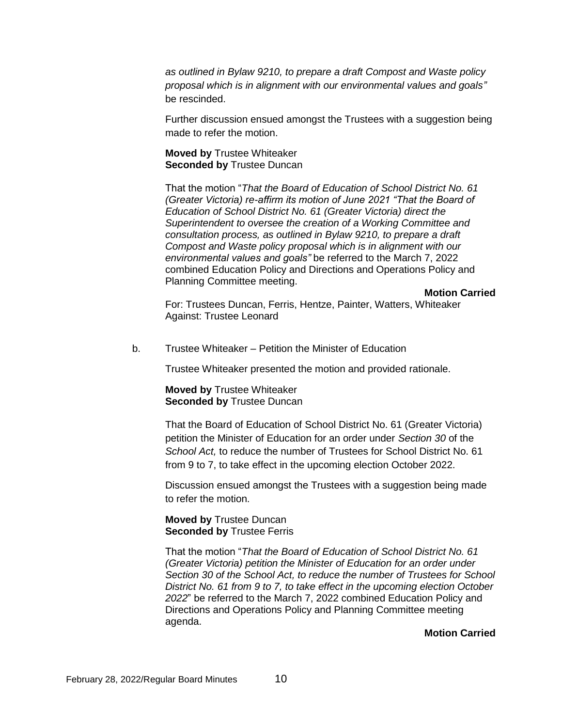*as outlined in Bylaw 9210, to prepare a draft Compost and Waste policy proposal which is in alignment with our environmental values and goals"* be rescinded.

Further discussion ensued amongst the Trustees with a suggestion being made to refer the motion.

**Moved by** Trustee Whiteaker
**Seconded by** Trustee Duncan

That the motion "*That the Board of Education of School District No. 61 (Greater Victoria) re-affirm its motion of June 2021 "That the Board of Education of School District No. 61 (Greater Victoria) direct the Superintendent to oversee the creation of a Working Committee and consultation process, as outlined in Bylaw 9210, to prepare a draft Compost and Waste policy proposal which is in alignment with our environmental values and goals"* be referred to the March 7, 2022 combined Education Policy and Directions and Operations Policy and Planning Committee meeting.

**Motion Carried**

For: Trustees Duncan, Ferris, Hentze, Painter, Watters, Whiteaker
Against: Trustee Leonard

b. Trustee Whiteaker – Petition the Minister of Education

Trustee Whiteaker presented the motion and provided rationale.

**Moved by** Trustee Whiteaker
**Seconded by** Trustee Duncan

That the Board of Education of School District No. 61 (Greater Victoria) petition the Minister of Education for an order under *Section 30* of the *School Act,* to reduce the number of Trustees for School District No. 61 from 9 to 7, to take effect in the upcoming election October 2022.

Discussion ensued amongst the Trustees with a suggestion being made to refer the motion.

**Moved by** Trustee Duncan
**Seconded by** Trustee Ferris

That the motion "*That the Board of Education of School District No. 61 (Greater Victoria) petition the Minister of Education for an order under Section 30 of the School Act, to reduce the number of Trustees for School District No. 61 from 9 to 7, to take effect in the upcoming election October 2022*" be referred to the March 7, 2022 combined Education Policy and Directions and Operations Policy and Planning Committee meeting agenda.

**Motion Carried**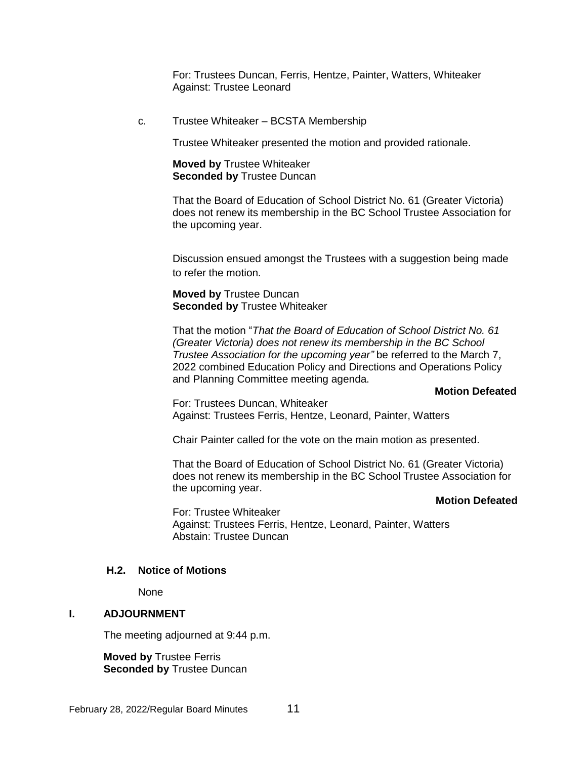For: Trustees Duncan, Ferris, Hentze, Painter, Watters, Whiteaker
Against: Trustee Leonard

c. Trustee Whiteaker – BCSTA Membership

Trustee Whiteaker presented the motion and provided rationale.

**Moved by** Trustee Whiteaker
**Seconded by** Trustee Duncan

That the Board of Education of School District No. 61 (Greater Victoria) does not renew its membership in the BC School Trustee Association for the upcoming year.

Discussion ensued amongst the Trustees with a suggestion being made to refer the motion.

**Moved by** Trustee Duncan
**Seconded by** Trustee Whiteaker

That the motion "*That the Board of Education of School District No. 61 (Greater Victoria) does not renew its membership in the BC School Trustee Association for the upcoming year"* be referred to the March 7, 2022 combined Education Policy and Directions and Operations Policy and Planning Committee meeting agenda.

**Motion Defeated**

For: Trustees Duncan, Whiteaker
Against: Trustees Ferris, Hentze, Leonard, Painter, Watters

Chair Painter called for the vote on the main motion as presented.

That the Board of Education of School District No. 61 (Greater Victoria) does not renew its membership in the BC School Trustee Association for the upcoming year.

**Motion Defeated**

For: Trustee Whiteaker
Against: Trustees Ferris, Hentze, Leonard, Painter, Watters
Abstain: Trustee Duncan

### H.2. Notice of Motions

None

## I. ADJOURNMENT

The meeting adjourned at 9:44 p.m.

**Moved by** Trustee Ferris
**Seconded by** Trustee Duncan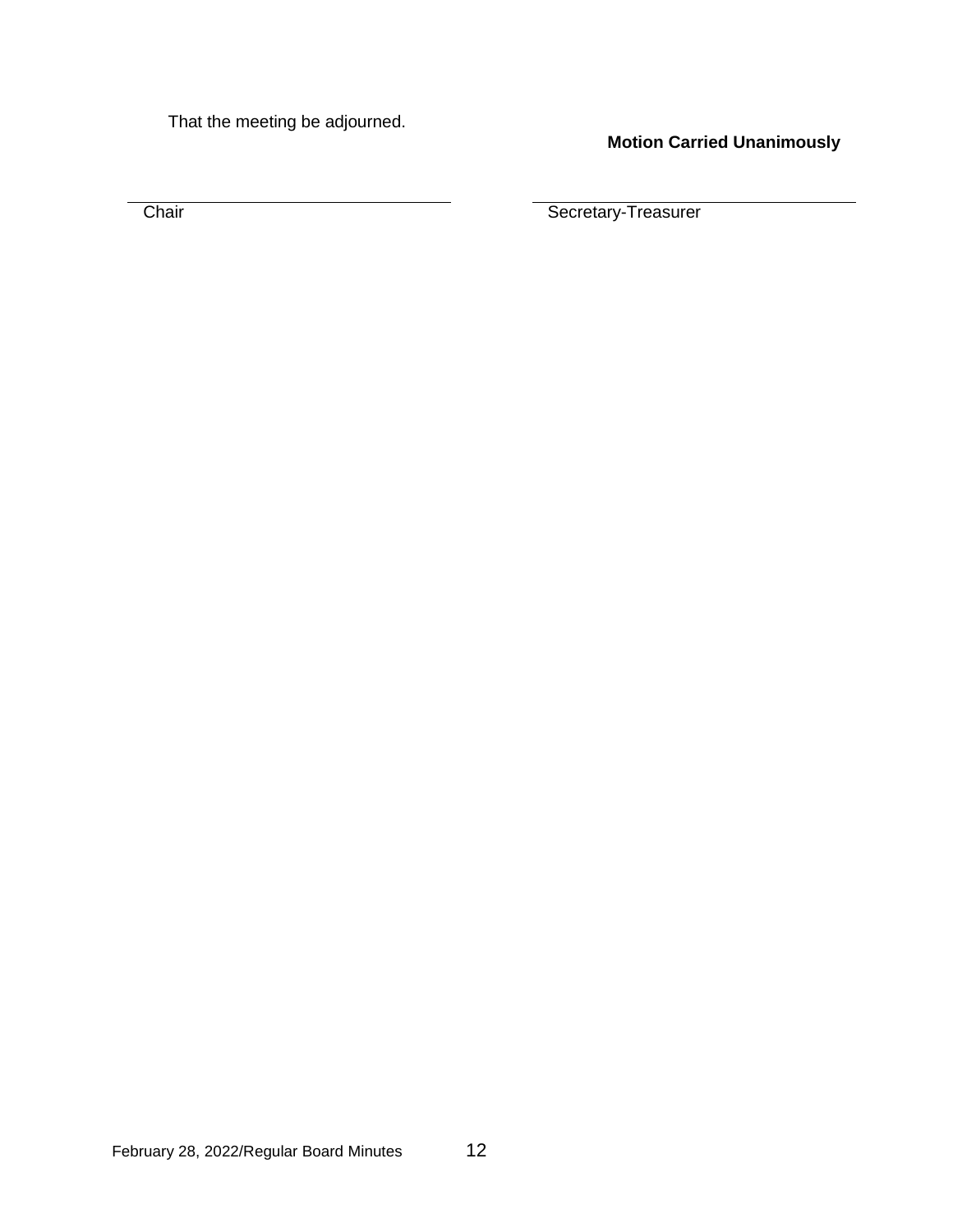That the meeting be adjourned.

**Motion Carried Unanimously**

\_\_\_\_\_\_\_\_\_\_\_\_\_\_\_\_\_\_\_\_\_\_\_\_\_\_\_\_\_\_\_\_
Chair

\_\_\_\_\_\_\_\_\_\_\_\_\_\_\_\_\_\_\_\_\_\_\_\_\_\_\_\_\_\_\_\_
Secretary-Treasurer